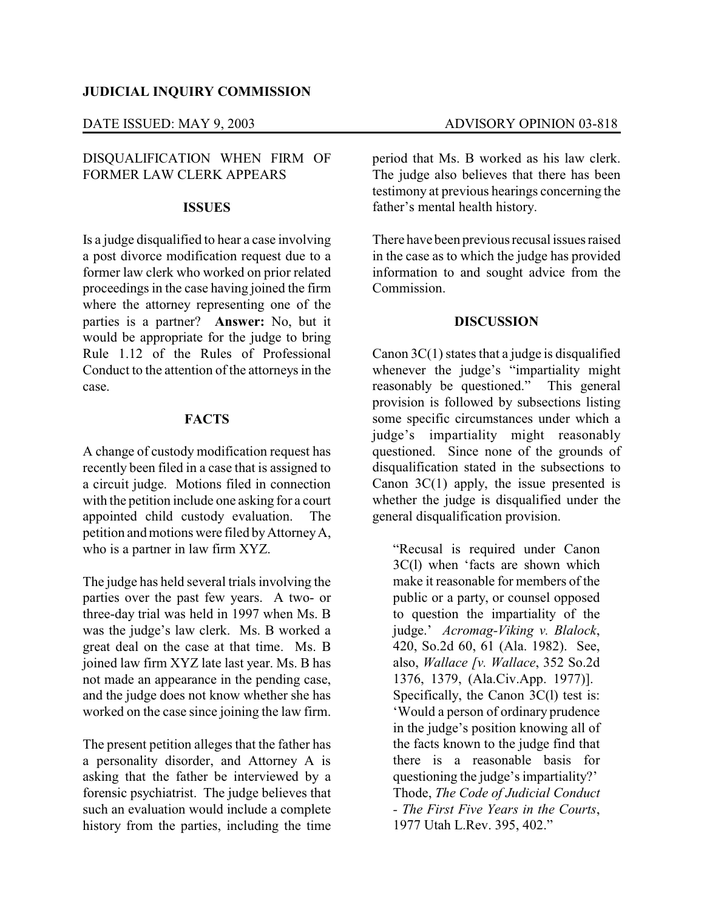**JUDICIAL INQUIRY COMMISSION**

DATE ISSUED: MAY 9, 2003 ADVISORY OPINION 03-818

## DISQUALIFICATION WHEN FIRM OF FORMER LAW CLERK APPEARS

### ISSUES

Is a judge disqualified to hear a case involving a post divorce modification request due to a former law clerk who worked on prior related proceedings in the case having joined the firm where the attorney representing one of the parties is a partner? **Answer:** No, but it would be appropriate for the judge to bring Rule 1.12 of the Rules of Professional Conduct to the attention of the attorneys in the case.

### FACTS

A change of custody modification request has recently been filed in a case that is assigned to a circuit judge. Motions filed in connection with the petition include one asking for a court appointed child custody evaluation. The petition and motions were filed by Attorney A, who is a partner in law firm XYZ.

The judge has held several trials involving the parties over the past few years. A two- or three-day trial was held in 1997 when Ms. B was the judge's law clerk. Ms. B worked a great deal on the case at that time. Ms. B joined law firm XYZ late last year. Ms. B has not made an appearance in the pending case, and the judge does not know whether she has worked on the case since joining the law firm.

The present petition alleges that the father has a personality disorder, and Attorney A is asking that the father be interviewed by a forensic psychiatrist. The judge believes that such an evaluation would include a complete history from the parties, including the time period that Ms. B worked as his law clerk. The judge also believes that there has been testimony at previous hearings concerning the father's mental health history.

There have been previous recusal issues raised in the case as to which the judge has provided information to and sought advice from the Commission.

### DISCUSSION

Canon 3C(1) states that a judge is disqualified whenever the judge's "impartiality might reasonably be questioned." This general provision is followed by subsections listing some specific circumstances under which a judge's impartiality might reasonably questioned. Since none of the grounds of disqualification stated in the subsections to Canon 3C(1) apply, the issue presented is whether the judge is disqualified under the general disqualification provision.

> "Recusal is required under Canon 3C(l) when 'facts are shown which make it reasonable for members of the public or a party, or counsel opposed to question the impartiality of the judge.' *Acromag-Viking v. Blalock*, 420, So.2d 60, 61 (Ala. 1982). See, also, *Wallace [v. Wallace*, 352 So.2d 1376, 1379, (Ala.Civ.App. 1977)]. Specifically, the Canon 3C(l) test is: 'Would a person of ordinary prudence in the judge's position knowing all of the facts known to the judge find that there is a reasonable basis for questioning the judge's impartiality?' Thode, *The Code of Judicial Conduct - The First Five Years in the Courts*, 1977 Utah L.Rev. 395, 402."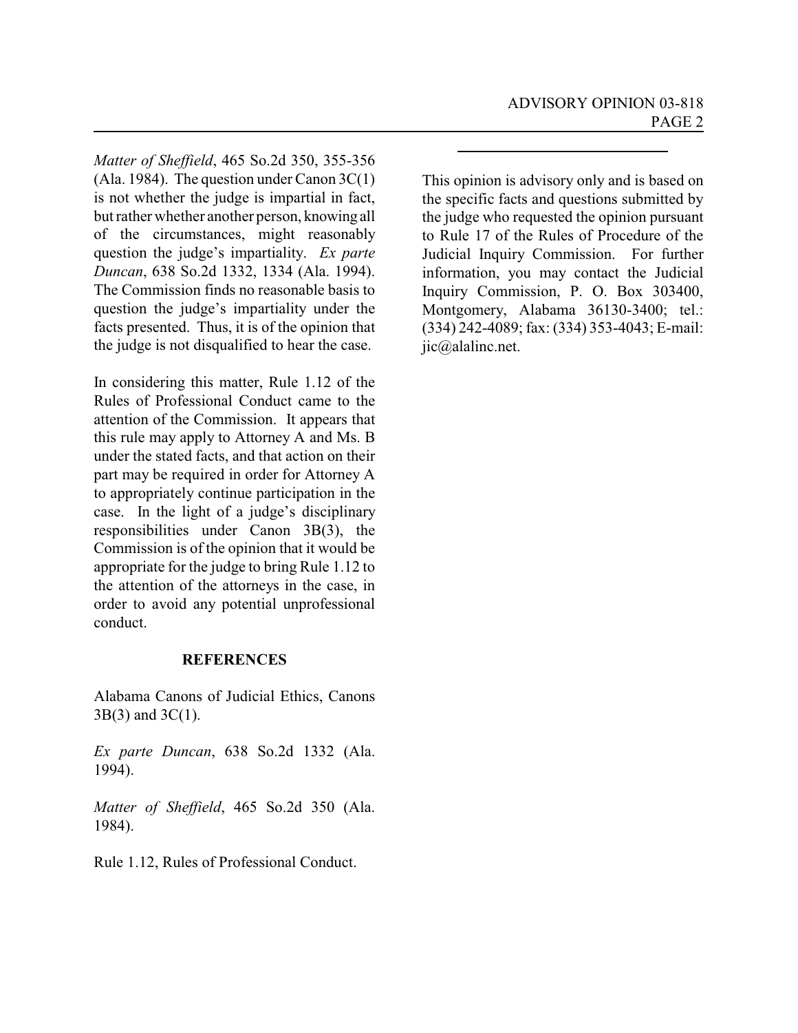*Matter of Sheffield*, 465 So.2d 350, 355-356 (Ala. 1984). The question under Canon 3C(1) is not whether the judge is impartial in fact, but rather whether another person, knowing all of the circumstances, might reasonably question the judge's impartiality. *Ex parte Duncan*, 638 So.2d 1332, 1334 (Ala. 1994). The Commission finds no reasonable basis to question the judge's impartiality under the facts presented. Thus, it is of the opinion that the judge is not disqualified to hear the case.

In considering this matter, Rule 1.12 of the Rules of Professional Conduct came to the attention of the Commission. It appears that this rule may apply to Attorney A and Ms. B under the stated facts, and that action on their part may be required in order for Attorney A to appropriately continue participation in the case. In the light of a judge's disciplinary responsibilities under Canon 3B(3), the Commission is of the opinion that it would be appropriate for the judge to bring Rule 1.12 to the attention of the attorneys in the case, in order to avoid any potential unprofessional conduct.

**REFERENCES**

Alabama Canons of Judicial Ethics, Canons 3B(3) and 3C(1).

*Ex parte Duncan*, 638 So.2d 1332 (Ala. 1994).

*Matter of Sheffield*, 465 So.2d 350 (Ala. 1984).

Rule 1.12, Rules of Professional Conduct.

---

This opinion is advisory only and is based on the specific facts and questions submitted by the judge who requested the opinion pursuant to Rule 17 of the Rules of Procedure of the Judicial Inquiry Commission. For further information, you may contact the Judicial Inquiry Commission, P. O. Box 303400, Montgomery, Alabama 36130-3400; tel.: (334) 242-4089; fax: (334) 353-4043; E-mail: jic@alalinc.net.